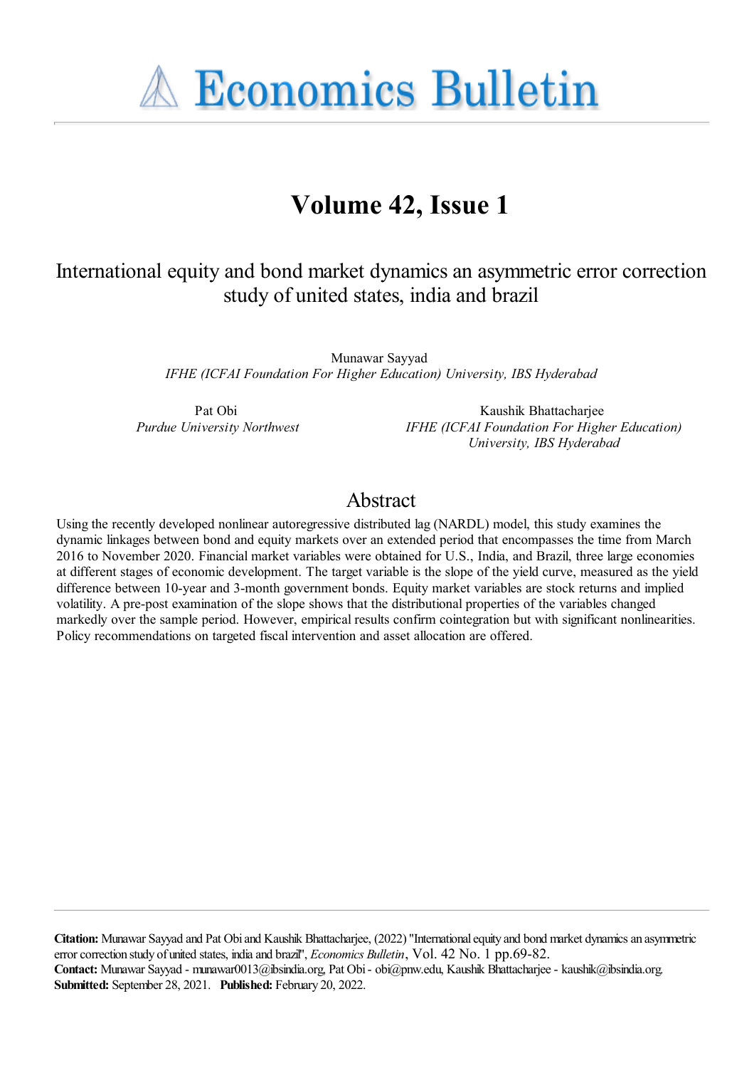# Economics Bulletin

## Volume 42, Issue 1

### International equity and bond market dynamics an asymmetric error correction study of united states, india and brazil

Munawar Sayyad
*IFHE (ICFAI Foundation For Higher Education) University, IBS Hyderabad*

Pat Obi
*Purdue University Northwest*

Kaushik Bhattacharjee
*IFHE (ICFAI Foundation For Higher Education) University, IBS Hyderabad*

## Abstract

Using the recently developed nonlinear autoregressive distributed lag (NARDL) model, this study examines the dynamic linkages between bond and equity markets over an extended period that encompasses the time from March 2016 to November 2020. Financial market variables were obtained for U.S., India, and Brazil, three large economies at different stages of economic development. The target variable is the slope of the yield curve, measured as the yield difference between 10-year and 3-month government bonds. Equity market variables are stock returns and implied volatility. A pre-post examination of the slope shows that the distributional properties of the variables changed markedly over the sample period. However, empirical results confirm cointegration but with significant nonlinearities. Policy recommendations on targeted fiscal intervention and asset allocation are offered.

**Citation:** Munawar Sayyad and Pat Obi and Kaushik Bhattacharjee, (2022) ''International equity and bond market dynamics an asymmetric error correction study of united states, india and brazil'', *Economics Bulletin*, Vol. 42 No. 1 pp.69-82.
**Contact:** Munawar Sayyad - munawar0013@ibsindia.org, Pat Obi - obi@pnw.edu, Kaushik Bhattacharjee - kaushik@ibsindia.org.
**Submitted:** September 28, 2021. **Published:** February 20, 2022.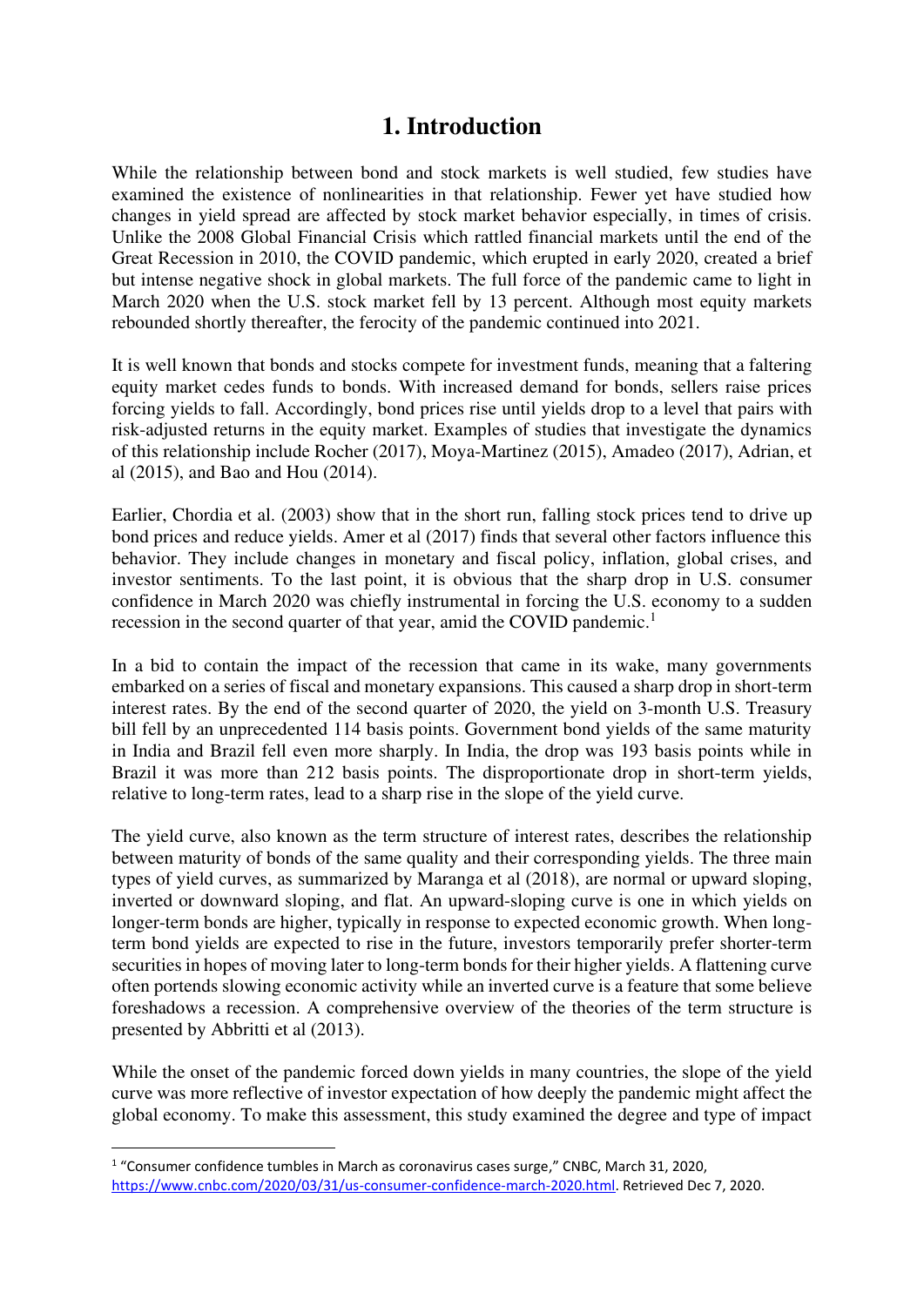# 1. Introduction

While the relationship between bond and stock markets is well studied, few studies have examined the existence of nonlinearities in that relationship. Fewer yet have studied how changes in yield spread are affected by stock market behavior especially, in times of crisis. Unlike the 2008 Global Financial Crisis which rattled financial markets until the end of the Great Recession in 2010, the COVID pandemic, which erupted in early 2020, created a brief but intense negative shock in global markets. The full force of the pandemic came to light in March 2020 when the U.S. stock market fell by 13 percent. Although most equity markets rebounded shortly thereafter, the ferocity of the pandemic continued into 2021.

It is well known that bonds and stocks compete for investment funds, meaning that a faltering equity market cedes funds to bonds. With increased demand for bonds, sellers raise prices forcing yields to fall. Accordingly, bond prices rise until yields drop to a level that pairs with risk-adjusted returns in the equity market. Examples of studies that investigate the dynamics of this relationship include Rocher (2017), Moya-Martinez (2015), Amadeo (2017), Adrian, et al (2015), and Bao and Hou (2014).

Earlier, Chordia et al. (2003) show that in the short run, falling stock prices tend to drive up bond prices and reduce yields. Amer et al (2017) finds that several other factors influence this behavior. They include changes in monetary and fiscal policy, inflation, global crises, and investor sentiments. To the last point, it is obvious that the sharp drop in U.S. consumer confidence in March 2020 was chiefly instrumental in forcing the U.S. economy to a sudden recession in the second quarter of that year, amid the COVID pandemic.[1]

In a bid to contain the impact of the recession that came in its wake, many governments embarked on a series of fiscal and monetary expansions. This caused a sharp drop in short-term interest rates. By the end of the second quarter of 2020, the yield on 3-month U.S. Treasury bill fell by an unprecedented 114 basis points. Government bond yields of the same maturity in India and Brazil fell even more sharply. In India, the drop was 193 basis points while in Brazil it was more than 212 basis points. The disproportionate drop in short-term yields, relative to long-term rates, lead to a sharp rise in the slope of the yield curve.

The yield curve, also known as the term structure of interest rates, describes the relationship between maturity of bonds of the same quality and their corresponding yields. The three main types of yield curves, as summarized by Maranga et al (2018), are normal or upward sloping, inverted or downward sloping, and flat. An upward-sloping curve is one in which yields on longer-term bonds are higher, typically in response to expected economic growth. When long-term bond yields are expected to rise in the future, investors temporarily prefer shorter-term securities in hopes of moving later to long-term bonds for their higher yields. A flattening curve often portends slowing economic activity while an inverted curve is a feature that some believe foreshadows a recession. A comprehensive overview of the theories of the term structure is presented by Abbritti et al (2013).

While the onset of the pandemic forced down yields in many countries, the slope of the yield curve was more reflective of investor expectation of how deeply the pandemic might affect the global economy. To make this assessment, this study examined the degree and type of impact

---

[1] "Consumer confidence tumbles in March as coronavirus cases surge," CNBC, March 31, 2020, https://www.cnbc.com/2020/03/31/us-consumer-confidence-march-2020.html. Retrieved Dec 7, 2020.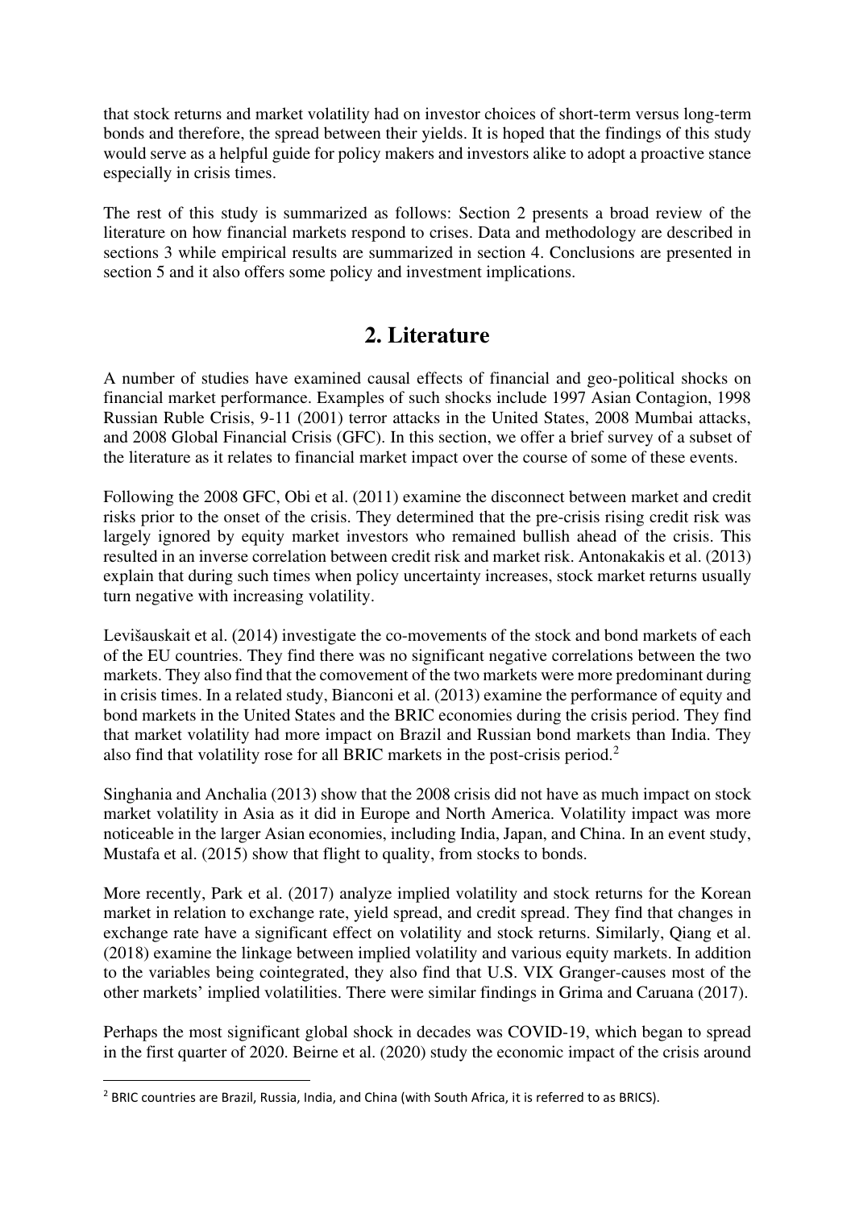that stock returns and market volatility had on investor choices of short-term versus long-term bonds and therefore, the spread between their yields. It is hoped that the findings of this study would serve as a helpful guide for policy makers and investors alike to adopt a proactive stance especially in crisis times.

The rest of this study is summarized as follows: Section 2 presents a broad review of the literature on how financial markets respond to crises. Data and methodology are described in sections 3 while empirical results are summarized in section 4. Conclusions are presented in section 5 and it also offers some policy and investment implications.

## 2. Literature

A number of studies have examined causal effects of financial and geo-political shocks on financial market performance. Examples of such shocks include 1997 Asian Contagion, 1998 Russian Ruble Crisis, 9-11 (2001) terror attacks in the United States, 2008 Mumbai attacks, and 2008 Global Financial Crisis (GFC). In this section, we offer a brief survey of a subset of the literature as it relates to financial market impact over the course of some of these events.

Following the 2008 GFC, Obi et al. (2011) examine the disconnect between market and credit risks prior to the onset of the crisis. They determined that the pre-crisis rising credit risk was largely ignored by equity market investors who remained bullish ahead of the crisis. This resulted in an inverse correlation between credit risk and market risk. Antonakakis et al. (2013) explain that during such times when policy uncertainty increases, stock market returns usually turn negative with increasing volatility.

Levišauskait et al. (2014) investigate the co-movements of the stock and bond markets of each of the EU countries. They find there was no significant negative correlations between the two markets. They also find that the comovement of the two markets were more predominant during in crisis times. In a related study, Bianconi et al. (2013) examine the performance of equity and bond markets in the United States and the BRIC economies during the crisis period. They find that market volatility had more impact on Brazil and Russian bond markets than India. They also find that volatility rose for all BRIC markets in the post-crisis period.[2]

Singhania and Anchalia (2013) show that the 2008 crisis did not have as much impact on stock market volatility in Asia as it did in Europe and North America. Volatility impact was more noticeable in the larger Asian economies, including India, Japan, and China. In an event study, Mustafa et al. (2015) show that flight to quality, from stocks to bonds.

More recently, Park et al. (2017) analyze implied volatility and stock returns for the Korean market in relation to exchange rate, yield spread, and credit spread. They find that changes in exchange rate have a significant effect on volatility and stock returns. Similarly, Qiang et al. (2018) examine the linkage between implied volatility and various equity markets. In addition to the variables being cointegrated, they also find that U.S. VIX Granger-causes most of the other markets' implied volatilities. There were similar findings in Grima and Caruana (2017).

Perhaps the most significant global shock in decades was COVID-19, which began to spread in the first quarter of 2020. Beirne et al. (2020) study the economic impact of the crisis around

[2] BRIC countries are Brazil, Russia, India, and China (with South Africa, it is referred to as BRICS).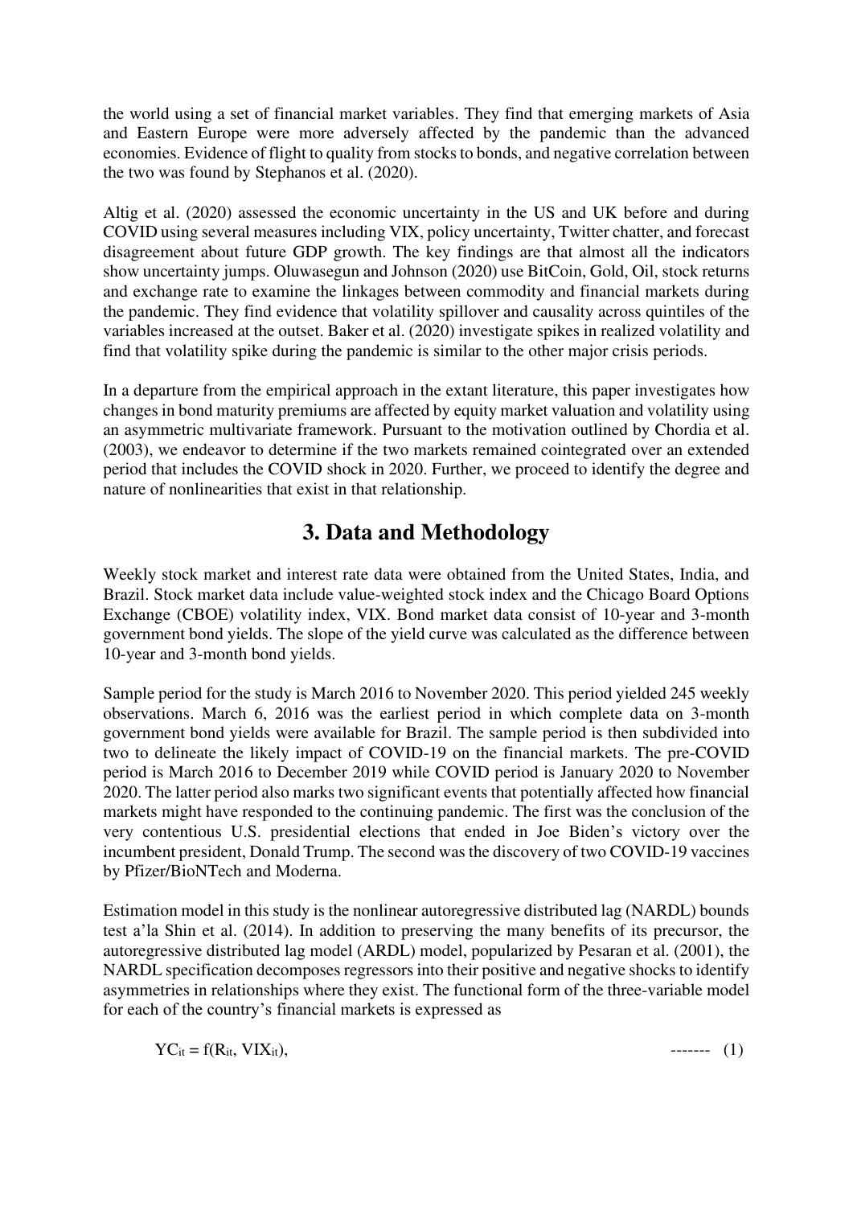the world using a set of financial market variables. They find that emerging markets of Asia and Eastern Europe were more adversely affected by the pandemic than the advanced economies. Evidence of flight to quality from stocks to bonds, and negative correlation between the two was found by Stephanos et al. (2020).

Altig et al. (2020) assessed the economic uncertainty in the US and UK before and during COVID using several measures including VIX, policy uncertainty, Twitter chatter, and forecast disagreement about future GDP growth. The key findings are that almost all the indicators show uncertainty jumps. Oluwasegun and Johnson (2020) use BitCoin, Gold, Oil, stock returns and exchange rate to examine the linkages between commodity and financial markets during the pandemic. They find evidence that volatility spillover and causality across quintiles of the variables increased at the outset. Baker et al. (2020) investigate spikes in realized volatility and find that volatility spike during the pandemic is similar to the other major crisis periods.

In a departure from the empirical approach in the extant literature, this paper investigates how changes in bond maturity premiums are affected by equity market valuation and volatility using an asymmetric multivariate framework. Pursuant to the motivation outlined by Chordia et al. (2003), we endeavor to determine if the two markets remained cointegrated over an extended period that includes the COVID shock in 2020. Further, we proceed to identify the degree and nature of nonlinearities that exist in that relationship.

# 3. Data and Methodology

Weekly stock market and interest rate data were obtained from the United States, India, and Brazil. Stock market data include value-weighted stock index and the Chicago Board Options Exchange (CBOE) volatility index, VIX. Bond market data consist of 10-year and 3-month government bond yields. The slope of the yield curve was calculated as the difference between 10-year and 3-month bond yields.

Sample period for the study is March 2016 to November 2020. This period yielded 245 weekly observations. March 6, 2016 was the earliest period in which complete data on 3-month government bond yields were available for Brazil. The sample period is then subdivided into two to delineate the likely impact of COVID-19 on the financial markets. The pre-COVID period is March 2016 to December 2019 while COVID period is January 2020 to November 2020. The latter period also marks two significant events that potentially affected how financial markets might have responded to the continuing pandemic. The first was the conclusion of the very contentious U.S. presidential elections that ended in Joe Biden's victory over the incumbent president, Donald Trump. The second was the discovery of two COVID-19 vaccines by Pfizer/BioNTech and Moderna.

Estimation model in this study is the nonlinear autoregressive distributed lag (NARDL) bounds test a'la Shin et al. (2014). In addition to preserving the many benefits of its precursor, the autoregressive distributed lag model (ARDL) model, popularized by Pesaran et al. (2001), the NARDL specification decomposes regressors into their positive and negative shocks to identify asymmetries in relationships where they exist. The functional form of the three-variable model for each of the country's financial markets is expressed as

$$YC_{it} = f(R_{it}, VIX_{it}), \qquad \text{-------} \quad (1)$$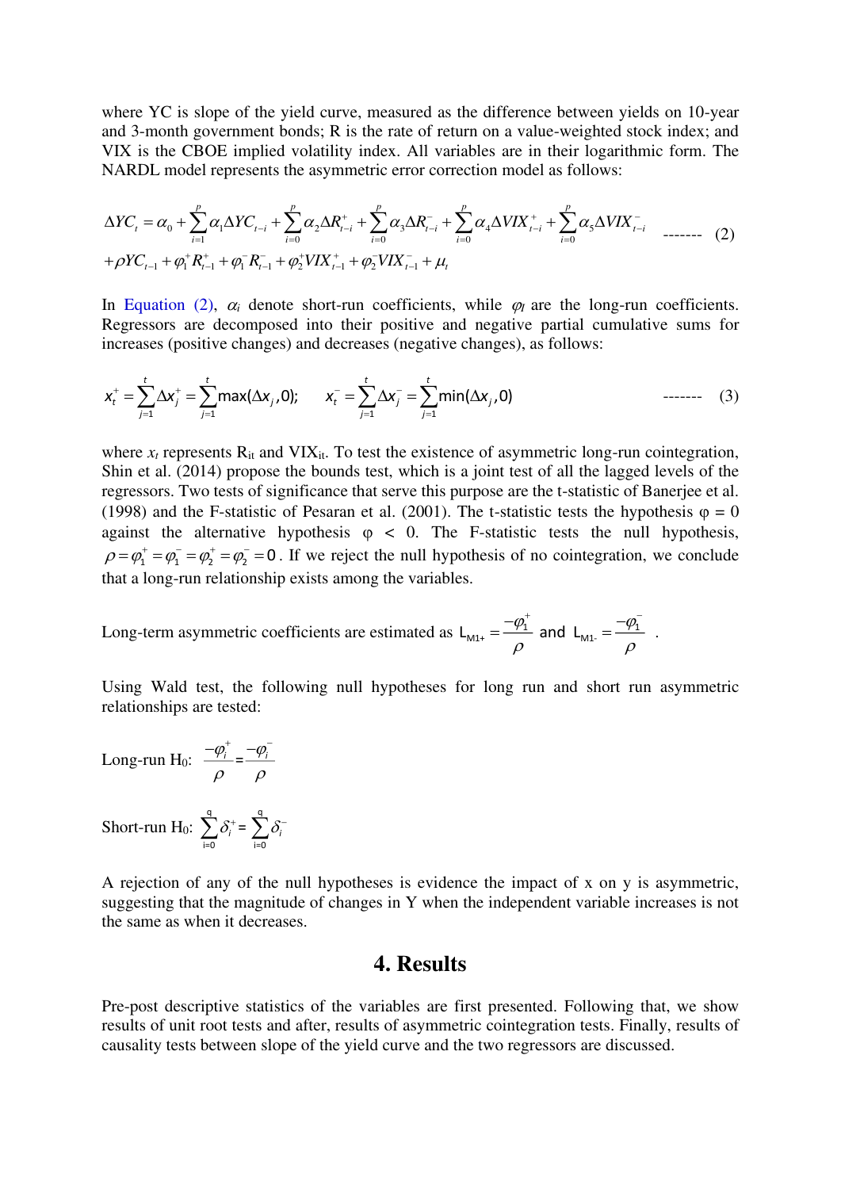where YC is slope of the yield curve, measured as the difference between yields on 10-year and 3-month government bonds; R is the rate of return on a value-weighted stock index; and VIX is the CBOE implied volatility index. All variables are in their logarithmic form. The NARDL model represents the asymmetric error correction model as follows:

$$\Delta YC_t = \alpha_0 + \sum_{i=1}^{p}\alpha_1 \Delta YC_{t-i} + \sum_{i=0}^{p}\alpha_2 \Delta R^{+}_{t-i} + \sum_{i=0}^{p}\alpha_3 \Delta R^{-}_{t-i} + \sum_{i=0}^{p}\alpha_4 \Delta VIX^{+}_{t-i} + \sum_{i=0}^{p}\alpha_5 \Delta VIX^{-}_{t-i} + \rho YC_{t-1} + \varphi_1^{+} R^{+}_{t-1} + \varphi_1^{-} R^{-}_{t-1} + \varphi_2^{+} VIX^{+}_{t-1} + \varphi_2^{-} VIX^{-}_{t-1} + \mu_t \quad \text{------- (2)}$$

In Equation (2), $\alpha_i$ denote short-run coefficients, while $\varphi_I$ are the long-run coefficients. Regressors are decomposed into their positive and negative partial cumulative sums for increases (positive changes) and decreases (negative changes), as follows:

$$x_t^{+} = \sum_{j=1}^{t} \Delta x_j^{+} = \sum_{j=1}^{t} \max(\Delta x_j, 0); \qquad x_t^{-} = \sum_{j=1}^{t} \Delta x_j^{-} = \sum_{j=1}^{t} \min(\Delta x_j, 0) \quad \text{------- (3)}$$

where $x_t$ represents $R_{it}$ and $VIX_{it}$. To test the existence of asymmetric long-run cointegration, Shin et al. (2014) propose the bounds test, which is a joint test of all the lagged levels of the regressors. Two tests of significance that serve this purpose are the t-statistic of Banerjee et al. (1998) and the F-statistic of Pesaran et al. (2001). The t-statistic tests the hypothesis $\varphi = 0$ against the alternative hypothesis $\varphi < 0$. The F-statistic tests the null hypothesis, $\rho = \varphi_1^{+} = \varphi_1^{-} = \varphi_2^{+} = \varphi_2^{-} = 0$. If we reject the null hypothesis of no cointegration, we conclude that a long-run relationship exists among the variables.

Long-term asymmetric coefficients are estimated as $L_{M1+} = \frac{-\varphi_1^{+}}{\rho}$ and $L_{M1-} = \frac{-\varphi_1^{-}}{\rho}$ .

Using Wald test, the following null hypotheses for long run and short run asymmetric relationships are tested:

Long-run $H_0$: $\frac{-\varphi_i^{+}}{\rho} = \frac{-\varphi_i^{-}}{\rho}$

Short-run $H_0$: $\sum_{i=0}^{q} \delta_i^{+} = \sum_{i=0}^{q} \delta_i^{-}$

A rejection of any of the null hypotheses is evidence the impact of x on y is asymmetric, suggesting that the magnitude of changes in Y when the independent variable increases is not the same as when it decreases.

## 4. Results

Pre-post descriptive statistics of the variables are first presented. Following that, we show results of unit root tests and after, results of asymmetric cointegration tests. Finally, results of causality tests between slope of the yield curve and the two regressors are discussed.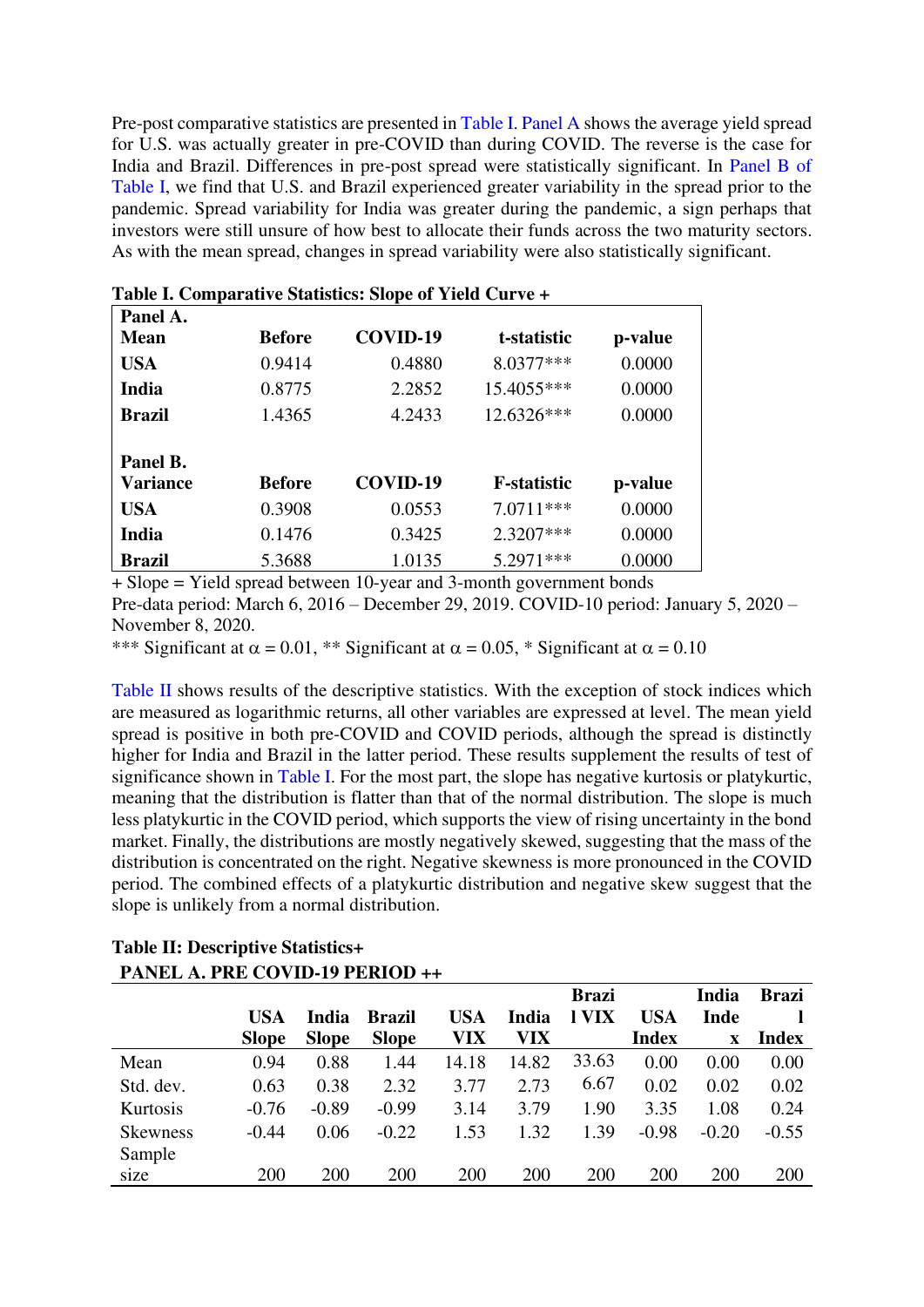Pre-post comparative statistics are presented in Table I. Panel A shows the average yield spread for U.S. was actually greater in pre-COVID than during COVID. The reverse is the case for India and Brazil. Differences in pre-post spread were statistically significant. In Panel B of Table I, we find that U.S. and Brazil experienced greater variability in the spread prior to the pandemic. Spread variability for India was greater during the pandemic, a sign perhaps that investors were still unsure of how best to allocate their funds across the two maturity sectors. As with the mean spread, changes in spread variability were also statistically significant.

**Table I. Comparative Statistics: Slope of Yield Curve +**

| **Panel A. Mean** | **Before** | **COVID-19** | **t-statistic** | **p-value** |
|---|---|---|---|---|
| **USA** | 0.9414 | 0.4880 | 8.0377*** | 0.0000 |
| **India** | 0.8775 | 2.2852 | 15.4055*** | 0.0000 |
| **Brazil** | 1.4365 | 4.2433 | 12.6326*** | 0.0000 |
| | | | | |
| **Panel B. Variance** | **Before** | **COVID-19** | **F-statistic** | **p-value** |
| **USA** | 0.3908 | 0.0553 | 7.0711*** | 0.0000 |
| **India** | 0.1476 | 0.3425 | 2.3207*** | 0.0000 |
| **Brazil** | 5.3688 | 1.0135 | 5.2971*** | 0.0000 |

+ Slope = Yield spread between 10-year and 3-month government bonds
Pre-data period: March 6, 2016 – December 29, 2019. COVID-10 period: January 5, 2020 – November 8, 2020.
*** Significant at $\alpha = 0.01$, ** Significant at $\alpha = 0.05$, * Significant at $\alpha = 0.10$

Table II shows results of the descriptive statistics. With the exception of stock indices which are measured as logarithmic returns, all other variables are expressed at level. The mean yield spread is positive in both pre-COVID and COVID periods, although the spread is distinctly higher for India and Brazil in the latter period. These results supplement the results of test of significance shown in Table I. For the most part, the slope has negative kurtosis or platykurtic, meaning that the distribution is flatter than that of the normal distribution. The slope is much less platykurtic in the COVID period, which supports the view of rising uncertainty in the bond market. Finally, the distributions are mostly negatively skewed, suggesting that the mass of the distribution is concentrated on the right. Negative skewness is more pronounced in the COVID period. The combined effects of a platykurtic distribution and negative skew suggest that the slope is unlikely from a normal distribution.

**Table II: Descriptive Statistics+**

**PANEL A. PRE COVID-19 PERIOD ++**

| | **USA Slope** | **India Slope** | **Brazil Slope** | **USA VIX** | **India VIX** | **Brazil VIX** | **USA Index** | **India Index** | **Brazil Index** |
|---|---|---|---|---|---|---|---|---|---|
| Mean | 0.94 | 0.88 | 1.44 | 14.18 | 14.82 | 33.63 | 0.00 | 0.00 | 0.00 |
| Std. dev. | 0.63 | 0.38 | 2.32 | 3.77 | 2.73 | 6.67 | 0.02 | 0.02 | 0.02 |
| Kurtosis | -0.76 | -0.89 | -0.99 | 3.14 | 3.79 | 1.90 | 3.35 | 1.08 | 0.24 |
| Skewness | -0.44 | 0.06 | -0.22 | 1.53 | 1.32 | 1.39 | -0.98 | -0.20 | -0.55 |
| Sample size | 200 | 200 | 200 | 200 | 200 | 200 | 200 | 200 | 200 |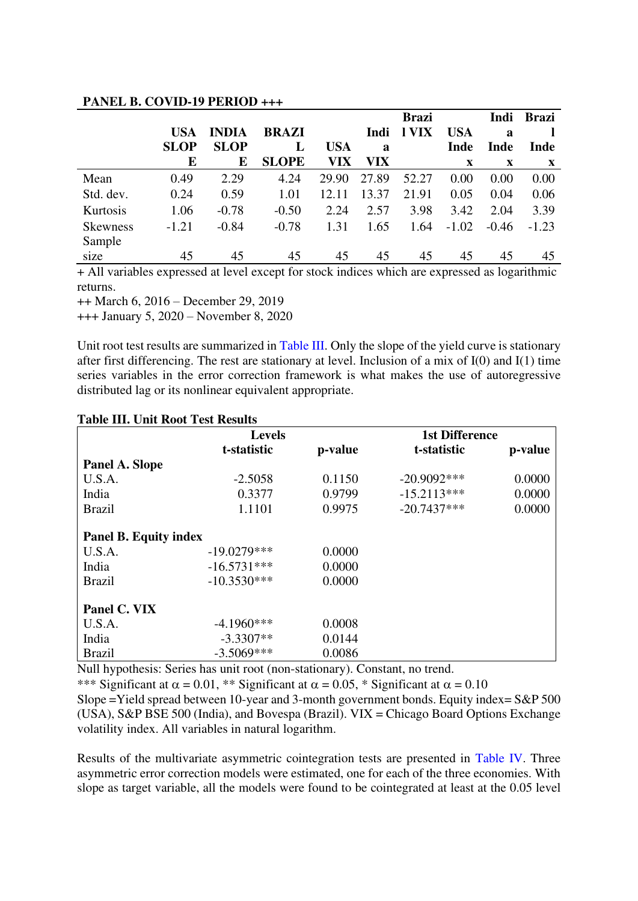**PANEL B. COVID-19 PERIOD +++**

| | USA SLOPE | INDIA SLOPE | BRAZIL SLOPE | USA VIX | India VIX | Brazil VIX | USA Index | India Index | Brazil Index |
|---|---|---|---|---|---|---|---|---|---|
| Mean | 0.49 | 2.29 | 4.24 | 29.90 | 27.89 | 52.27 | 0.00 | 0.00 | 0.00 |
| Std. dev. | 0.24 | 0.59 | 1.01 | 12.11 | 13.37 | 21.91 | 0.05 | 0.04 | 0.06 |
| Kurtosis | 1.06 | -0.78 | -0.50 | 2.24 | 2.57 | 3.98 | 3.42 | 2.04 | 3.39 |
| Skewness | -1.21 | -0.84 | -0.78 | 1.31 | 1.65 | 1.64 | -1.02 | -0.46 | -1.23 |
| Sample size | 45 | 45 | 45 | 45 | 45 | 45 | 45 | 45 | 45 |

+ All variables expressed at level except for stock indices which are expressed as logarithmic returns.

++ March 6, 2016 – December 29, 2019

+++ January 5, 2020 – November 8, 2020

Unit root test results are summarized in Table III. Only the slope of the yield curve is stationary after first differencing. The rest are stationary at level. Inclusion of a mix of I(0) and I(1) time series variables in the error correction framework is what makes the use of autoregressive distributed lag or its nonlinear equivalent appropriate.

**Table III. Unit Root Test Results**

| | Levels t-statistic | p-value | 1st Difference t-statistic | p-value |
|---|---|---|---|---|
| **Panel A. Slope** | | | | |
| U.S.A. | -2.5058 | 0.1150 | -20.9092*** | 0.0000 |
| India | 0.3377 | 0.9799 | -15.2113*** | 0.0000 |
| Brazil | 1.1101 | 0.9975 | -20.7437*** | 0.0000 |
| **Panel B. Equity index** | | | | |
| U.S.A. | -19.0279*** | 0.0000 | | |
| India | -16.5731*** | 0.0000 | | |
| Brazil | -10.3530*** | 0.0000 | | |
| **Panel C. VIX** | | | | |
| U.S.A. | -4.1960*** | 0.0008 | | |
| India | -3.3307** | 0.0144 | | |
| Brazil | -3.5069*** | 0.0086 | | |

Null hypothesis: Series has unit root (non-stationary). Constant, no trend.

*** Significant at $\alpha = 0.01$, ** Significant at $\alpha = 0.05$, * Significant at $\alpha = 0.10$

Slope =Yield spread between 10-year and 3-month government bonds. Equity index= S&P 500 (USA), S&P BSE 500 (India), and Bovespa (Brazil). VIX = Chicago Board Options Exchange volatility index. All variables in natural logarithm.

Results of the multivariate asymmetric cointegration tests are presented in Table IV. Three asymmetric error correction models were estimated, one for each of the three economies. With slope as target variable, all the models were found to be cointegrated at least at the 0.05 level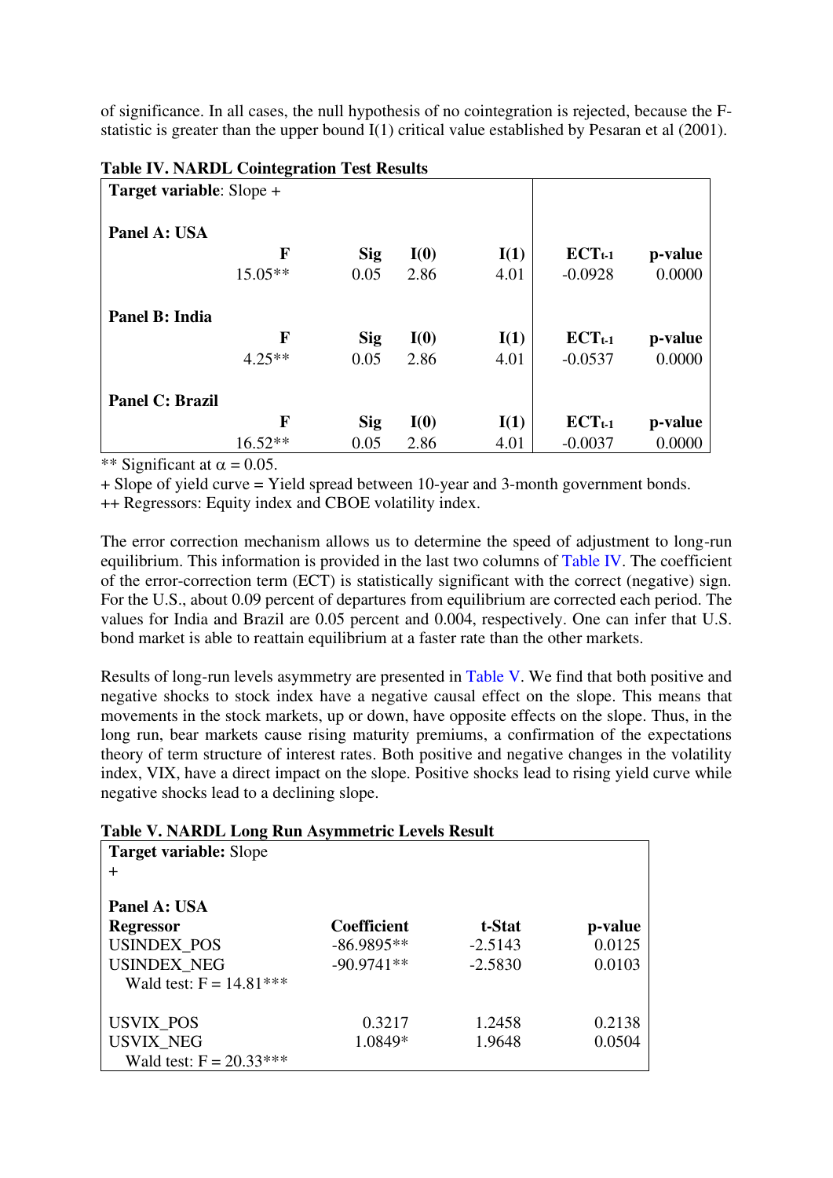of significance. In all cases, the null hypothesis of no cointegration is rejected, because the F-statistic is greater than the upper bound I(1) critical value established by Pesaran et al (2001).

**Table IV. NARDL Cointegration Test Results**

| **Target variable**: Slope + | | | | | | |
|---|---|---|---|---|---|---|
| **Panel A: USA** | | | | | | |
| | **F** | **Sig** | **I(0)** | **I(1)** | **$ECT_{t-1}$** | **p-value** |
| | 15.05** | 0.05 | 2.86 | 4.01 | -0.0928 | 0.0000 |
| **Panel B: India** | | | | | | |
| | **F** | **Sig** | **I(0)** | **I(1)** | **$ECT_{t-1}$** | **p-value** |
| | 4.25** | 0.05 | 2.86 | 4.01 | -0.0537 | 0.0000 |
| **Panel C: Brazil** | | | | | | |
| | **F** | **Sig** | **I(0)** | **I(1)** | **$ECT_{t-1}$** | **p-value** |
| | 16.52** | 0.05 | 2.86 | 4.01 | -0.0037 | 0.0000 |

** Significant at $\alpha = 0.05$.
+ Slope of yield curve = Yield spread between 10-year and 3-month government bonds.
++ Regressors: Equity index and CBOE volatility index.

The error correction mechanism allows us to determine the speed of adjustment to long-run equilibrium. This information is provided in the last two columns of Table IV. The coefficient of the error-correction term (ECT) is statistically significant with the correct (negative) sign. For the U.S., about 0.09 percent of departures from equilibrium are corrected each period. The values for India and Brazil are 0.05 percent and 0.004, respectively. One can infer that U.S. bond market is able to reattain equilibrium at a faster rate than the other markets.

Results of long-run levels asymmetry are presented in Table V. We find that both positive and negative shocks to stock index have a negative causal effect on the slope. This means that movements in the stock markets, up or down, have opposite effects on the slope. Thus, in the long run, bear markets cause rising maturity premiums, a confirmation of the expectations theory of term structure of interest rates. Both positive and negative changes in the volatility index, VIX, have a direct impact on the slope. Positive shocks lead to rising yield curve while negative shocks lead to a declining slope.

**Table V. NARDL Long Run Asymmetric Levels Result**

| **Target variable:** Slope + | | | |
|---|---|---|---|
| **Panel A: USA** | | | |
| **Regressor** | **Coefficient** | **t-Stat** | **p-value** |
| USINDEX_POS | -86.9895** | -2.5143 | 0.0125 |
| USINDEX_NEG | -90.9741** | -2.5830 | 0.0103 |
| Wald test: F = 14.81*** | | | |
| | | | |
| USVIX_POS | 0.3217 | 1.2458 | 0.2138 |
| USVIX_NEG | 1.0849* | 1.9648 | 0.0504 |
| Wald test: F = 20.33*** | | | |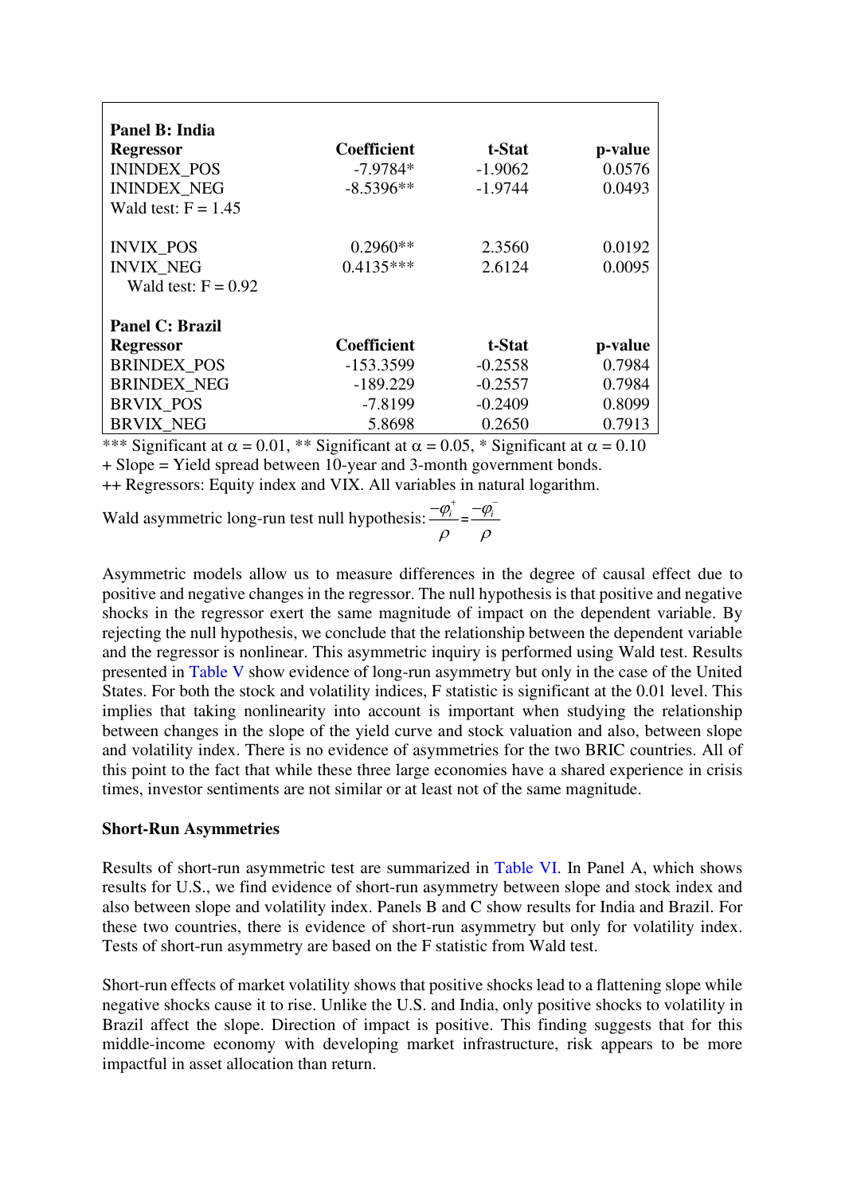| Regressor | Coefficient | t-Stat | p-value |
|---|---|---|---|
| **Panel B: India** | | | |
| **Regressor** | **Coefficient** | **t-Stat** | **p-value** |
| ININDEX_POS | -7.9784* | -1.9062 | 0.0576 |
| ININDEX_NEG | -8.5396** | -1.9744 | 0.0493 |
| Wald test: F = 1.45 | | | |
| INVIX_POS | 0.2960** | 2.3560 | 0.0192 |
| INVIX_NEG | 0.4135*** | 2.6124 | 0.0095 |
| Wald test: F = 0.92 | | | |
| **Panel C: Brazil** | | | |
| **Regressor** | **Coefficient** | **t-Stat** | **p-value** |
| BRINDEX_POS | -153.3599 | -0.2558 | 0.7984 |
| BRINDEX_NEG | -189.229 | -0.2557 | 0.7984 |
| BRVIX_POS | -7.8199 | -0.2409 | 0.8099 |
| BRVIX_NEG | 5.8698 | 0.2650 | 0.7913 |

*** Significant at $\alpha = 0.01$, ** Significant at $\alpha = 0.05$, * Significant at $\alpha = 0.10$

+ Slope = Yield spread between 10-year and 3-month government bonds.

++ Regressors: Equity index and VIX. All variables in natural logarithm.

Wald asymmetric long-run test null hypothesis: $\frac{-\varphi_i^+}{\rho} = \frac{-\varphi_i^-}{\rho}$

Asymmetric models allow us to measure differences in the degree of causal effect due to positive and negative changes in the regressor. The null hypothesis is that positive and negative shocks in the regressor exert the same magnitude of impact on the dependent variable. By rejecting the null hypothesis, we conclude that the relationship between the dependent variable and the regressor is nonlinear. This asymmetric inquiry is performed using Wald test. Results presented in Table V show evidence of long-run asymmetry but only in the case of the United States. For both the stock and volatility indices, F statistic is significant at the 0.01 level. This implies that taking nonlinearity into account is important when studying the relationship between changes in the slope of the yield curve and stock valuation and also, between slope and volatility index. There is no evidence of asymmetries for the two BRIC countries. All of this point to the fact that while these three large economies have a shared experience in crisis times, investor sentiments are not similar or at least not of the same magnitude.

### Short-Run Asymmetries

Results of short-run asymmetric test are summarized in Table VI. In Panel A, which shows results for U.S., we find evidence of short-run asymmetry between slope and stock index and also between slope and volatility index. Panels B and C show results for India and Brazil. For these two countries, there is evidence of short-run asymmetry but only for volatility index. Tests of short-run asymmetry are based on the F statistic from Wald test.

Short-run effects of market volatility shows that positive shocks lead to a flattening slope while negative shocks cause it to rise. Unlike the U.S. and India, only positive shocks to volatility in Brazil affect the slope. Direction of impact is positive. This finding suggests that for this middle-income economy with developing market infrastructure, risk appears to be more impactful in asset allocation than return.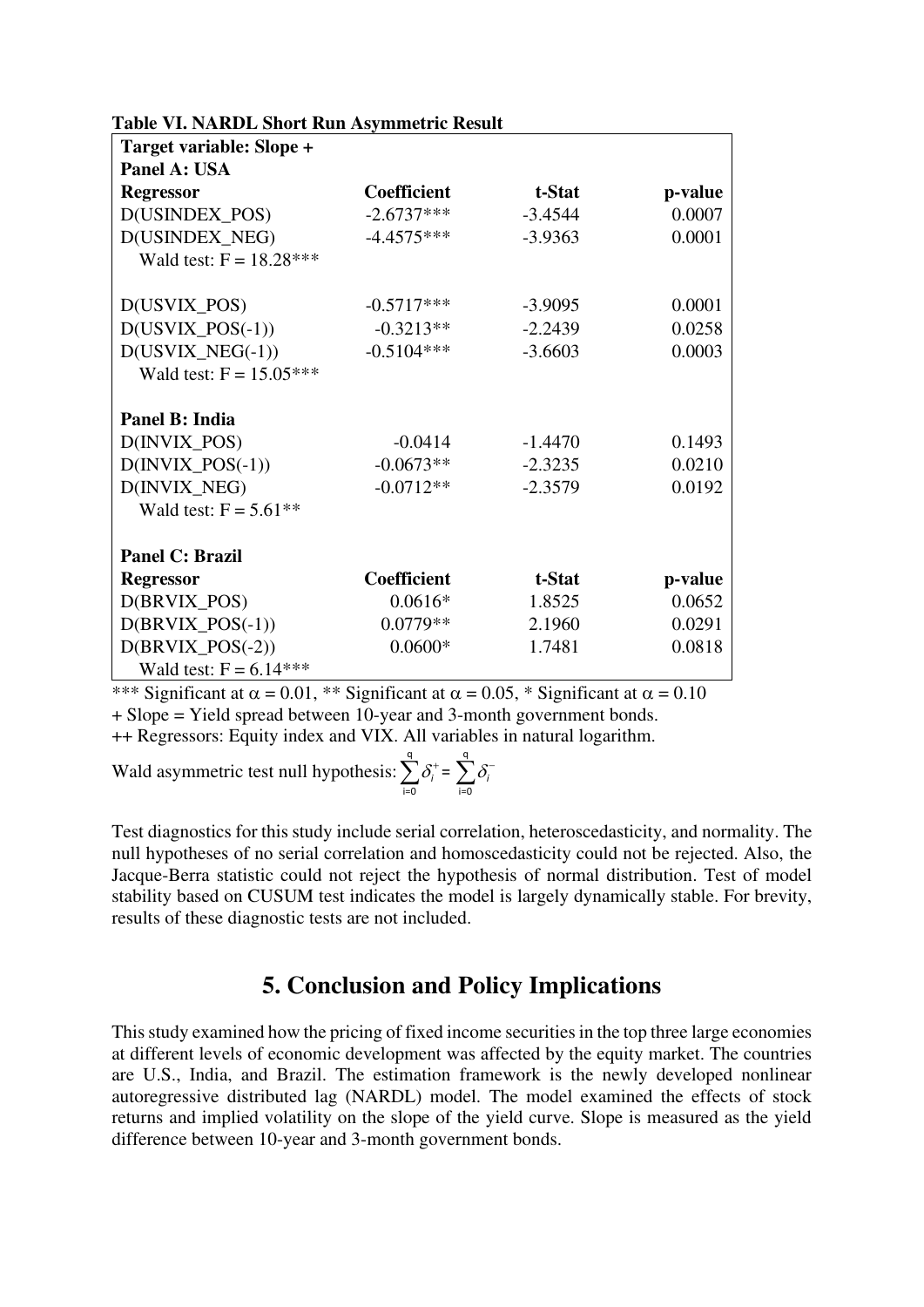**Table VI. NARDL Short Run Asymmetric Result**

| Target variable: Slope + | | | |
|---|---|---|---|
| **Panel A: USA** | | | |
| **Regressor** | **Coefficient** | **t-Stat** | **p-value** |
| D(USINDEX_POS) | -2.6737*** | -3.4544 | 0.0007 |
| D(USINDEX_NEG) | -4.4575*** | -3.9363 | 0.0001 |
| Wald test: F = 18.28*** | | | |
| | | | |
| D(USVIX_POS) | -0.5717*** | -3.9095 | 0.0001 |
| D(USVIX_POS(-1)) | -0.3213** | -2.2439 | 0.0258 |
| D(USVIX_NEG(-1)) | -0.5104*** | -3.6603 | 0.0003 |
| Wald test: F = 15.05*** | | | |
| | | | |
| **Panel B: India** | | | |
| D(INVIX_POS) | -0.0414 | -1.4470 | 0.1493 |
| D(INVIX_POS(-1)) | -0.0673** | -2.3235 | 0.0210 |
| D(INVIX_NEG) | -0.0712** | -2.3579 | 0.0192 |
| Wald test: F = 5.61** | | | |
| | | | |
| **Panel C: Brazil** | | | |
| **Regressor** | **Coefficient** | **t-Stat** | **p-value** |
| D(BRVIX_POS) | 0.0616* | 1.8525 | 0.0652 |
| D(BRVIX_POS(-1)) | 0.0779** | 2.1960 | 0.0291 |
| D(BRVIX_POS(-2)) | 0.0600* | 1.7481 | 0.0818 |
| Wald test: F = 6.14*** | | | |

*** Significant at $\alpha = 0.01$, ** Significant at $\alpha = 0.05$, * Significant at $\alpha = 0.10$

+ Slope = Yield spread between 10-year and 3-month government bonds.

++ Regressors: Equity index and VIX. All variables in natural logarithm.

Wald asymmetric test null hypothesis: $\sum_{i=0}^{q} \delta_i^{+} = \sum_{i=0}^{q} \delta_i^{-}$

Test diagnostics for this study include serial correlation, heteroscedasticity, and normality. The null hypotheses of no serial correlation and homoscedasticity could not be rejected. Also, the Jacque-Berra statistic could not reject the hypothesis of normal distribution. Test of model stability based on CUSUM test indicates the model is largely dynamically stable. For brevity, results of these diagnostic tests are not included.

## 5. Conclusion and Policy Implications

This study examined how the pricing of fixed income securities in the top three large economies at different levels of economic development was affected by the equity market. The countries are U.S., India, and Brazil. The estimation framework is the newly developed nonlinear autoregressive distributed lag (NARDL) model. The model examined the effects of stock returns and implied volatility on the slope of the yield curve. Slope is measured as the yield difference between 10-year and 3-month government bonds.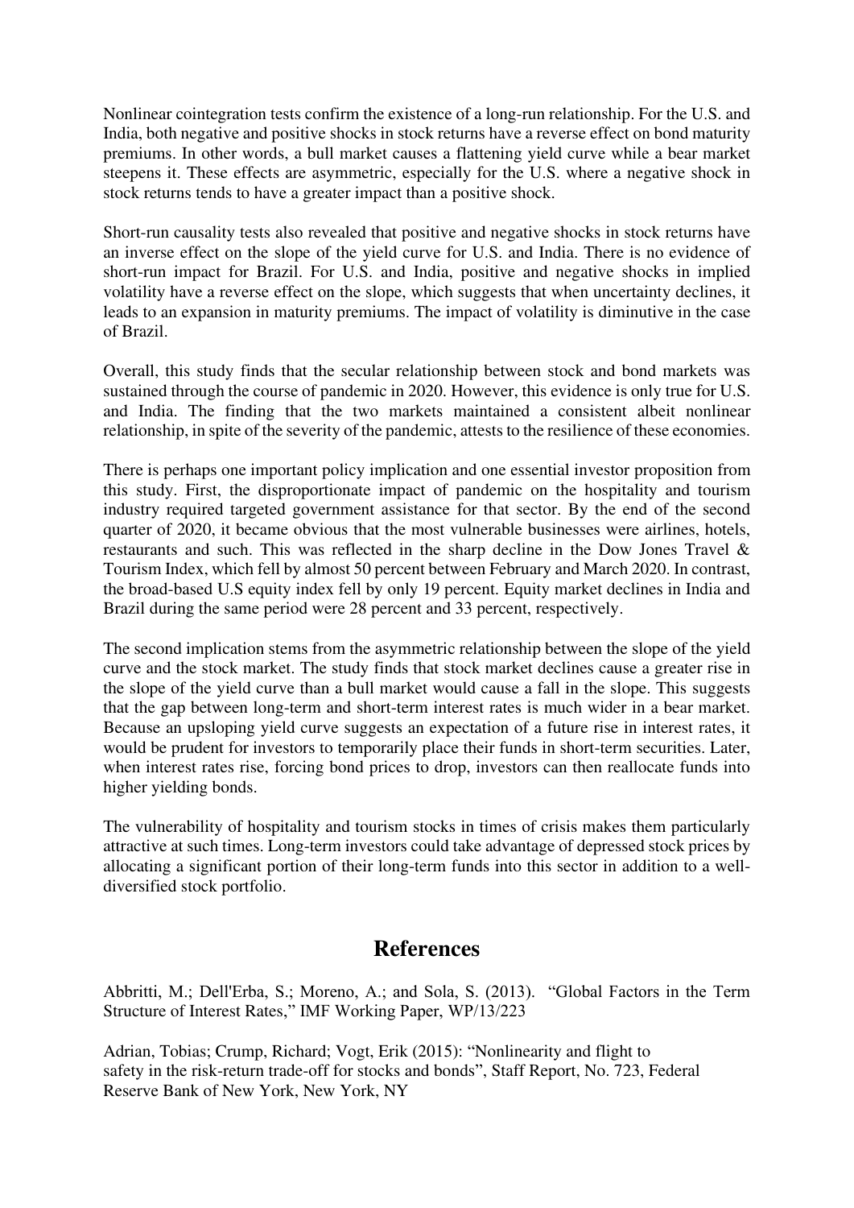Nonlinear cointegration tests confirm the existence of a long-run relationship. For the U.S. and India, both negative and positive shocks in stock returns have a reverse effect on bond maturity premiums. In other words, a bull market causes a flattening yield curve while a bear market steepens it. These effects are asymmetric, especially for the U.S. where a negative shock in stock returns tends to have a greater impact than a positive shock.

Short-run causality tests also revealed that positive and negative shocks in stock returns have an inverse effect on the slope of the yield curve for U.S. and India. There is no evidence of short-run impact for Brazil. For U.S. and India, positive and negative shocks in implied volatility have a reverse effect on the slope, which suggests that when uncertainty declines, it leads to an expansion in maturity premiums. The impact of volatility is diminutive in the case of Brazil.

Overall, this study finds that the secular relationship between stock and bond markets was sustained through the course of pandemic in 2020. However, this evidence is only true for U.S. and India. The finding that the two markets maintained a consistent albeit nonlinear relationship, in spite of the severity of the pandemic, attests to the resilience of these economies.

There is perhaps one important policy implication and one essential investor proposition from this study. First, the disproportionate impact of pandemic on the hospitality and tourism industry required targeted government assistance for that sector. By the end of the second quarter of 2020, it became obvious that the most vulnerable businesses were airlines, hotels, restaurants and such. This was reflected in the sharp decline in the Dow Jones Travel & Tourism Index, which fell by almost 50 percent between February and March 2020. In contrast, the broad-based U.S equity index fell by only 19 percent. Equity market declines in India and Brazil during the same period were 28 percent and 33 percent, respectively.

The second implication stems from the asymmetric relationship between the slope of the yield curve and the stock market. The study finds that stock market declines cause a greater rise in the slope of the yield curve than a bull market would cause a fall in the slope. This suggests that the gap between long-term and short-term interest rates is much wider in a bear market. Because an upsloping yield curve suggests an expectation of a future rise in interest rates, it would be prudent for investors to temporarily place their funds in short-term securities. Later, when interest rates rise, forcing bond prices to drop, investors can then reallocate funds into higher yielding bonds.

The vulnerability of hospitality and tourism stocks in times of crisis makes them particularly attractive at such times. Long-term investors could take advantage of depressed stock prices by allocating a significant portion of their long-term funds into this sector in addition to a well-diversified stock portfolio.

## References

Abbritti, M.; Dell'Erba, S.; Moreno, A.; and Sola, S. (2013). "Global Factors in the Term Structure of Interest Rates," IMF Working Paper, WP/13/223

Adrian, Tobias; Crump, Richard; Vogt, Erik (2015): "Nonlinearity and flight to safety in the risk-return trade-off for stocks and bonds", Staff Report, No. 723, Federal Reserve Bank of New York, New York, NY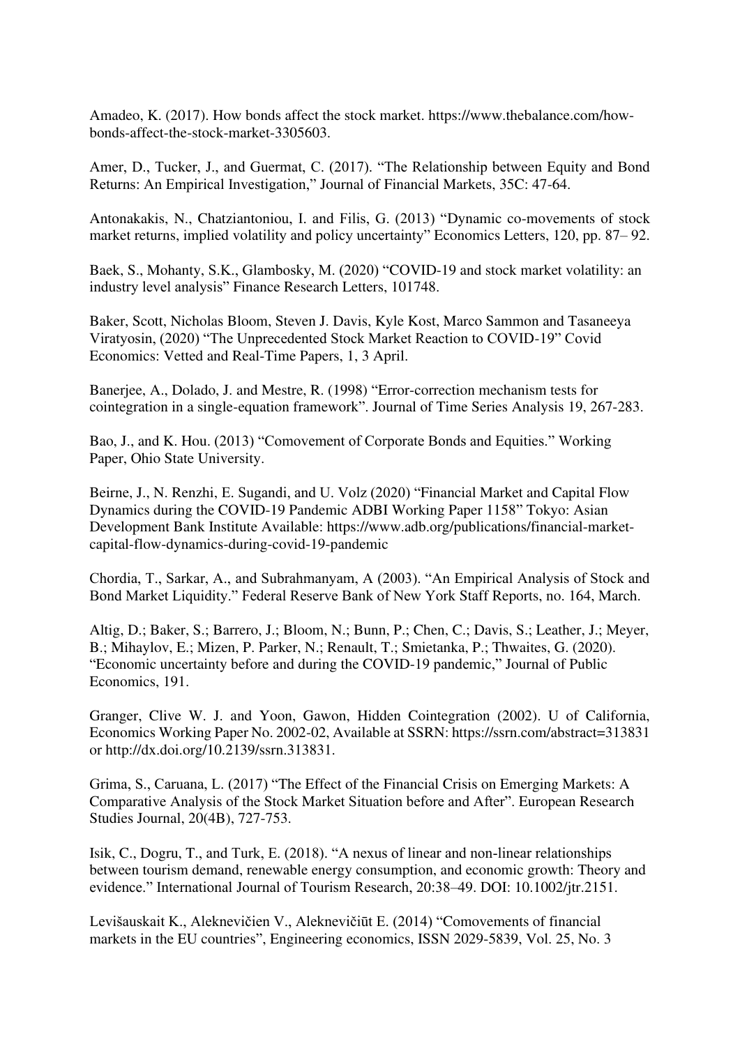Amadeo, K. (2017). How bonds affect the stock market. https://www.thebalance.com/how-bonds-affect-the-stock-market-3305603.

Amer, D., Tucker, J., and Guermat, C. (2017). "The Relationship between Equity and Bond Returns: An Empirical Investigation," Journal of Financial Markets, 35C: 47-64.

Antonakakis, N., Chatziantoniou, I. and Filis, G. (2013) "Dynamic co-movements of stock market returns, implied volatility and policy uncertainty" Economics Letters, 120, pp. 87– 92.

Baek, S., Mohanty, S.K., Glambosky, M. (2020) "COVID-19 and stock market volatility: an industry level analysis" Finance Research Letters, 101748.

Baker, Scott, Nicholas Bloom, Steven J. Davis, Kyle Kost, Marco Sammon and Tasaneeya Viratyosin, (2020) "The Unprecedented Stock Market Reaction to COVID-19" Covid Economics: Vetted and Real-Time Papers, 1, 3 April.

Banerjee, A., Dolado, J. and Mestre, R. (1998) "Error-correction mechanism tests for cointegration in a single-equation framework". Journal of Time Series Analysis 19, 267-283.

Bao, J., and K. Hou. (2013) "Comovement of Corporate Bonds and Equities." Working Paper, Ohio State University.

Beirne, J., N. Renzhi, E. Sugandi, and U. Volz (2020) "Financial Market and Capital Flow Dynamics during the COVID-19 Pandemic ADBI Working Paper 1158" Tokyo: Asian Development Bank Institute Available: https://www.adb.org/publications/financial-market-capital-flow-dynamics-during-covid-19-pandemic

Chordia, T., Sarkar, A., and Subrahmanyam, A (2003). "An Empirical Analysis of Stock and Bond Market Liquidity." Federal Reserve Bank of New York Staff Reports, no. 164, March.

Altig, D.; Baker, S.; Barrero, J.; Bloom, N.; Bunn, P.; Chen, C.; Davis, S.; Leather, J.; Meyer, B.; Mihaylov, E.; Mizen, P. Parker, N.; Renault, T.; Smietanka, P.; Thwaites, G. (2020). "Economic uncertainty before and during the COVID-19 pandemic," Journal of Public Economics, 191.

Granger, Clive W. J. and Yoon, Gawon, Hidden Cointegration (2002). U of California, Economics Working Paper No. 2002-02, Available at SSRN: https://ssrn.com/abstract=313831 or http://dx.doi.org/10.2139/ssrn.313831.

Grima, S., Caruana, L. (2017) "The Effect of the Financial Crisis on Emerging Markets: A Comparative Analysis of the Stock Market Situation before and After". European Research Studies Journal, 20(4B), 727-753.

Isik, C., Dogru, T., and Turk, E. (2018). "A nexus of linear and non-linear relationships between tourism demand, renewable energy consumption, and economic growth: Theory and evidence." International Journal of Tourism Research, 20:38–49. DOI: 10.1002/jtr.2151.

Levišauskait K., Aleknevičien V., Aleknevičiūt E. (2014) "Comovements of financial markets in the EU countries", Engineering economics, ISSN 2029-5839, Vol. 25, No. 3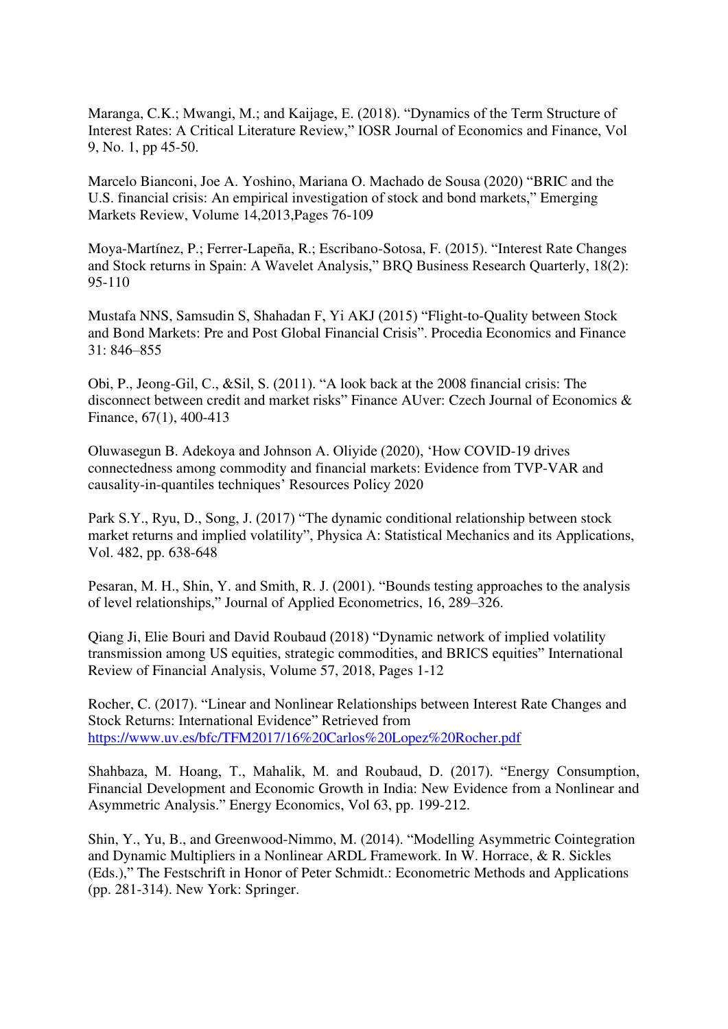Maranga, C.K.; Mwangi, M.; and Kaijage, E. (2018). "Dynamics of the Term Structure of Interest Rates: A Critical Literature Review," IOSR Journal of Economics and Finance, Vol 9, No. 1, pp 45-50.

Marcelo Bianconi, Joe A. Yoshino, Mariana O. Machado de Sousa (2020) "BRIC and the U.S. financial crisis: An empirical investigation of stock and bond markets," Emerging Markets Review, Volume 14,2013,Pages 76-109

Moya-Martínez, P.; Ferrer-Lapeña, R.; Escribano-Sotosa, F. (2015). "Interest Rate Changes and Stock returns in Spain: A Wavelet Analysis," BRQ Business Research Quarterly, 18(2): 95-110

Mustafa NNS, Samsudin S, Shahadan F, Yi AKJ (2015) "Flight-to-Quality between Stock and Bond Markets: Pre and Post Global Financial Crisis". Procedia Economics and Finance 31: 846–855

Obi, P., Jeong-Gil, C., &Sil, S. (2011). "A look back at the 2008 financial crisis: The disconnect between credit and market risks" Finance AUver: Czech Journal of Economics & Finance, 67(1), 400-413

Oluwasegun B. Adekoya and Johnson A. Oliyide (2020), 'How COVID-19 drives connectedness among commodity and financial markets: Evidence from TVP-VAR and causality-in-quantiles techniques' Resources Policy 2020

Park S.Y., Ryu, D., Song, J. (2017) "The dynamic conditional relationship between stock market returns and implied volatility", Physica A: Statistical Mechanics and its Applications, Vol. 482, pp. 638-648

Pesaran, M. H., Shin, Y. and Smith, R. J. (2001). "Bounds testing approaches to the analysis of level relationships," Journal of Applied Econometrics, 16, 289–326.

Qiang Ji, Elie Bouri and David Roubaud (2018) "Dynamic network of implied volatility transmission among US equities, strategic commodities, and BRICS equities" International Review of Financial Analysis, Volume 57, 2018, Pages 1-12

Rocher, C. (2017). "Linear and Nonlinear Relationships between Interest Rate Changes and Stock Returns: International Evidence" Retrieved from https://www.uv.es/bfc/TFM2017/16%20Carlos%20Lopez%20Rocher.pdf

Shahbaza, M. Hoang, T., Mahalik, M. and Roubaud, D. (2017). "Energy Consumption, Financial Development and Economic Growth in India: New Evidence from a Nonlinear and Asymmetric Analysis." Energy Economics, Vol 63, pp. 199-212.

Shin, Y., Yu, B., and Greenwood-Nimmo, M. (2014). "Modelling Asymmetric Cointegration and Dynamic Multipliers in a Nonlinear ARDL Framework. In W. Horrace, & R. Sickles (Eds.)," The Festschrift in Honor of Peter Schmidt.: Econometric Methods and Applications (pp. 281-314). New York: Springer.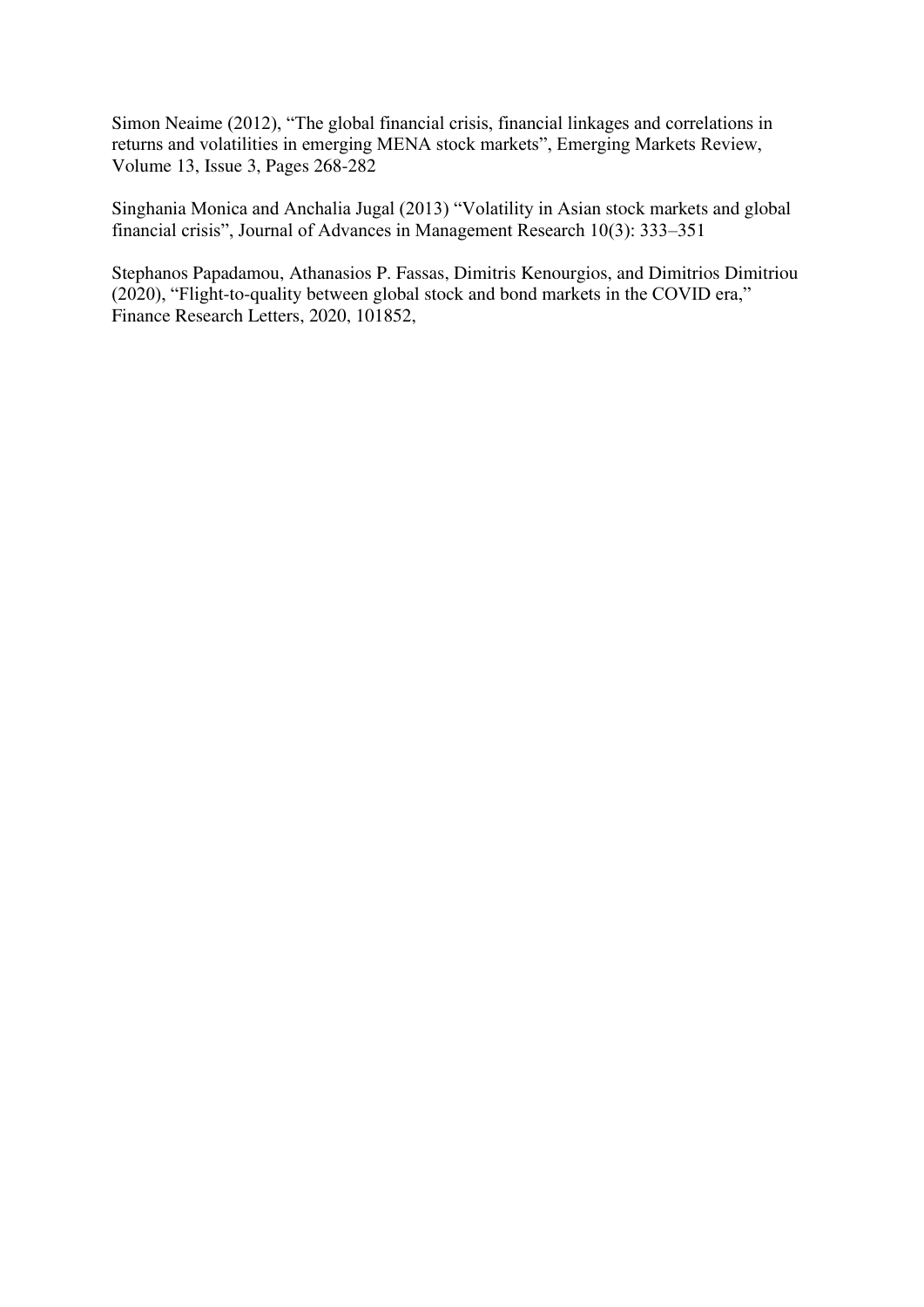Simon Neaime (2012), “The global financial crisis, financial linkages and correlations in returns and volatilities in emerging MENA stock markets”, Emerging Markets Review, Volume 13, Issue 3, Pages 268-282

Singhania Monica and Anchalia Jugal (2013) “Volatility in Asian stock markets and global financial crisis”, Journal of Advances in Management Research 10(3): 333–351

Stephanos Papadamou, Athanasios P. Fassas, Dimitris Kenourgios, and Dimitrios Dimitriou (2020), “Flight-to-quality between global stock and bond markets in the COVID era,” Finance Research Letters, 2020, 101852,